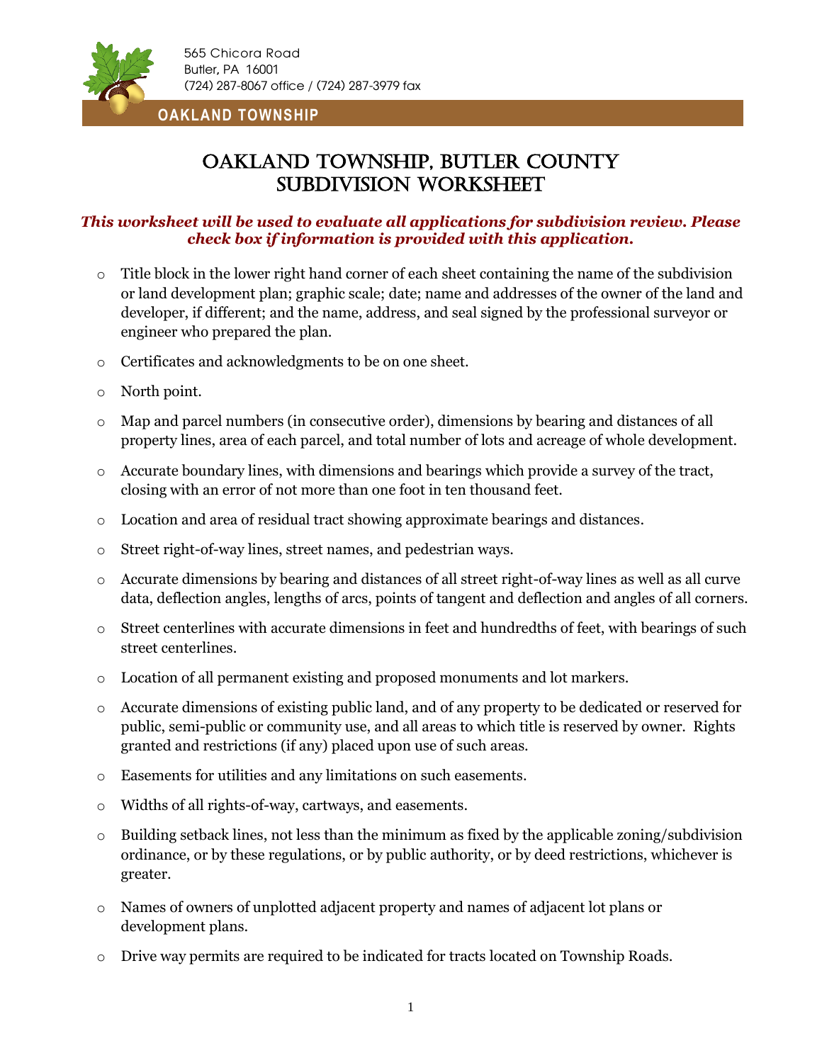565 Chicora Road
Butler, PA 16001
(724) 287-8067 office / (724) 287-3979 fax

**OAKLAND TOWNSHIP**

# OAKLAND TOWNSHIP, BUTLER COUNTY
# SUBDIVISION WORKSHEET

***This worksheet will be used to evaluate all applications for subdivision review. Please check box if information is provided with this application.***

- Title block in the lower right hand corner of each sheet containing the name of the subdivision or land development plan; graphic scale; date; name and addresses of the owner of the land and developer, if different; and the name, address, and seal signed by the professional surveyor or engineer who prepared the plan.
- Certificates and acknowledgments to be on one sheet.
- North point.
- Map and parcel numbers (in consecutive order), dimensions by bearing and distances of all property lines, area of each parcel, and total number of lots and acreage of whole development.
- Accurate boundary lines, with dimensions and bearings which provide a survey of the tract, closing with an error of not more than one foot in ten thousand feet.
- Location and area of residual tract showing approximate bearings and distances.
- Street right-of-way lines, street names, and pedestrian ways.
- Accurate dimensions by bearing and distances of all street right-of-way lines as well as all curve data, deflection angles, lengths of arcs, points of tangent and deflection and angles of all corners.
- Street centerlines with accurate dimensions in feet and hundredths of feet, with bearings of such street centerlines.
- Location of all permanent existing and proposed monuments and lot markers.
- Accurate dimensions of existing public land, and of any property to be dedicated or reserved for public, semi-public or community use, and all areas to which title is reserved by owner. Rights granted and restrictions (if any) placed upon use of such areas.
- Easements for utilities and any limitations on such easements.
- Widths of all rights-of-way, cartways, and easements.
- Building setback lines, not less than the minimum as fixed by the applicable zoning/subdivision ordinance, or by these regulations, or by public authority, or by deed restrictions, whichever is greater.
- Names of owners of unplotted adjacent property and names of adjacent lot plans or development plans.
- Drive way permits are required to be indicated for tracts located on Township Roads.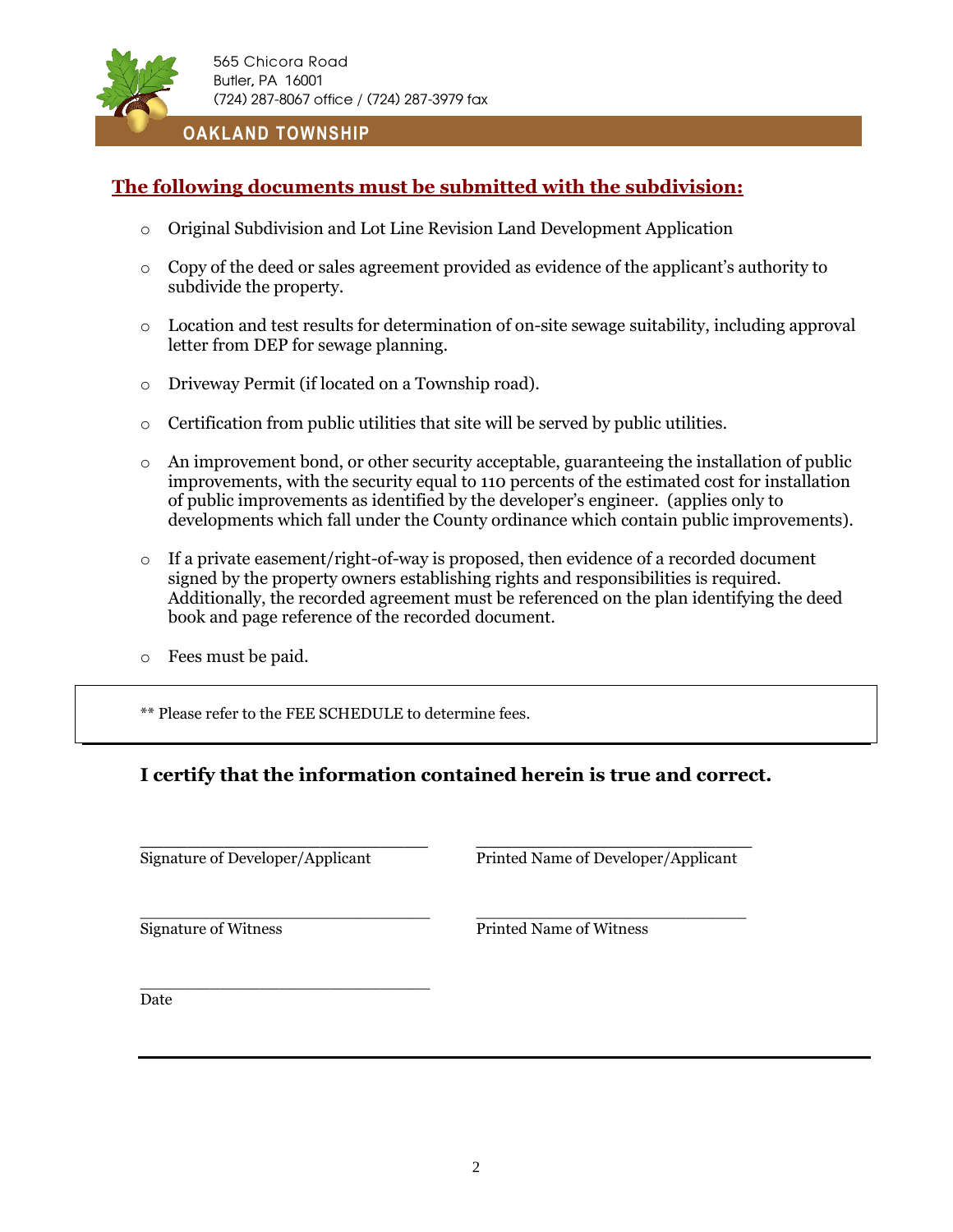565 Chicora Road
Butler, PA 16001
(724) 287-8067 office / (724) 287-3979 fax

**OAKLAND TOWNSHIP**

## The following documents must be submitted with the subdivision:

- Original Subdivision and Lot Line Revision Land Development Application
- Copy of the deed or sales agreement provided as evidence of the applicant's authority to subdivide the property.
- Location and test results for determination of on-site sewage suitability, including approval letter from DEP for sewage planning.
- Driveway Permit (if located on a Township road).
- Certification from public utilities that site will be served by public utilities.
- An improvement bond, or other security acceptable, guaranteeing the installation of public improvements, with the security equal to 110 percents of the estimated cost for installation of public improvements as identified by the developer's engineer. (applies only to developments which fall under the County ordinance which contain public improvements).
- If a private easement/right-of-way is proposed, then evidence of a recorded document signed by the property owners establishing rights and responsibilities is required. Additionally, the recorded agreement must be referenced on the plan identifying the deed book and page reference of the recorded document.
- Fees must be paid.

** Please refer to the FEE SCHEDULE to determine fees.

### I certify that the information contained herein is true and correct.

______________________________ ______________________________
Signature of Developer/Applicant Printed Name of Developer/Applicant

______________________________ ______________________________
Signature of Witness Printed Name of Witness

______________________________
Date